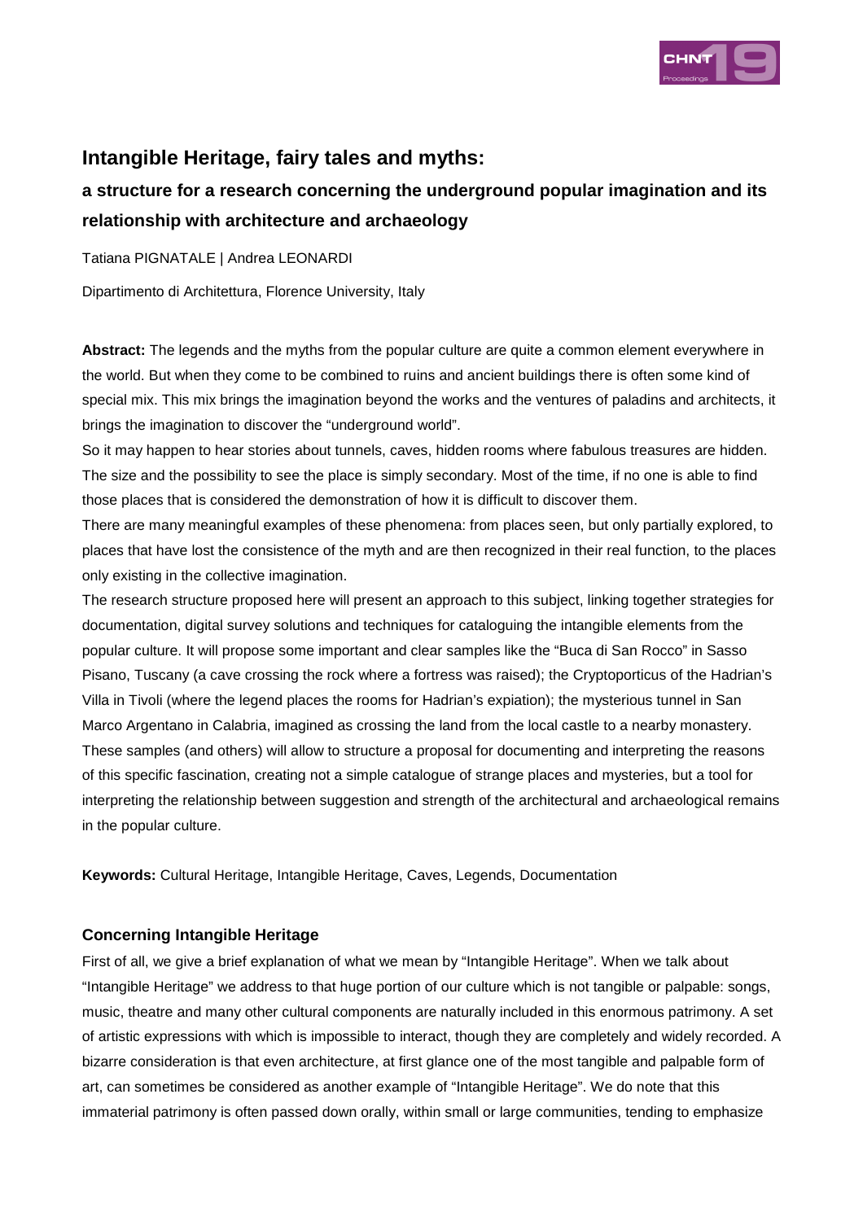# Intangible Heritage, fairy tales and myths:

## a structure for a research concerning the underground popular imagination and its relationship with architecture and archaeology

Tatiana PIGNATALE | Andrea LEONARDI

Dipartimento di Architettura, Florence University, Italy

**Abstract:** The legends and the myths from the popular culture are quite a common element everywhere in the world. But when they come to be combined to ruins and ancient buildings there is often some kind of special mix. This mix brings the imagination beyond the works and the ventures of paladins and architects, it brings the imagination to discover the "underground world".

So it may happen to hear stories about tunnels, caves, hidden rooms where fabulous treasures are hidden. The size and the possibility to see the place is simply secondary. Most of the time, if no one is able to find those places that is considered the demonstration of how it is difficult to discover them.

There are many meaningful examples of these phenomena: from places seen, but only partially explored, to places that have lost the consistence of the myth and are then recognized in their real function, to the places only existing in the collective imagination.

The research structure proposed here will present an approach to this subject, linking together strategies for documentation, digital survey solutions and techniques for cataloguing the intangible elements from the popular culture. It will propose some important and clear samples like the "Buca di San Rocco" in Sasso Pisano, Tuscany (a cave crossing the rock where a fortress was raised); the Cryptoporticus of the Hadrian's Villa in Tivoli (where the legend places the rooms for Hadrian's expiation); the mysterious tunnel in San Marco Argentano in Calabria, imagined as crossing the land from the local castle to a nearby monastery. These samples (and others) will allow to structure a proposal for documenting and interpreting the reasons of this specific fascination, creating not a simple catalogue of strange places and mysteries, but a tool for interpreting the relationship between suggestion and strength of the architectural and archaeological remains in the popular culture.

**Keywords:** Cultural Heritage, Intangible Heritage, Caves, Legends, Documentation

### Concerning Intangible Heritage

First of all, we give a brief explanation of what we mean by "Intangible Heritage". When we talk about "Intangible Heritage" we address to that huge portion of our culture which is not tangible or palpable: songs, music, theatre and many other cultural components are naturally included in this enormous patrimony. A set of artistic expressions with which is impossible to interact, though they are completely and widely recorded. A bizarre consideration is that even architecture, at first glance one of the most tangible and palpable form of art, can sometimes be considered as another example of "Intangible Heritage". We do note that this immaterial patrimony is often passed down orally, within small or large communities, tending to emphasize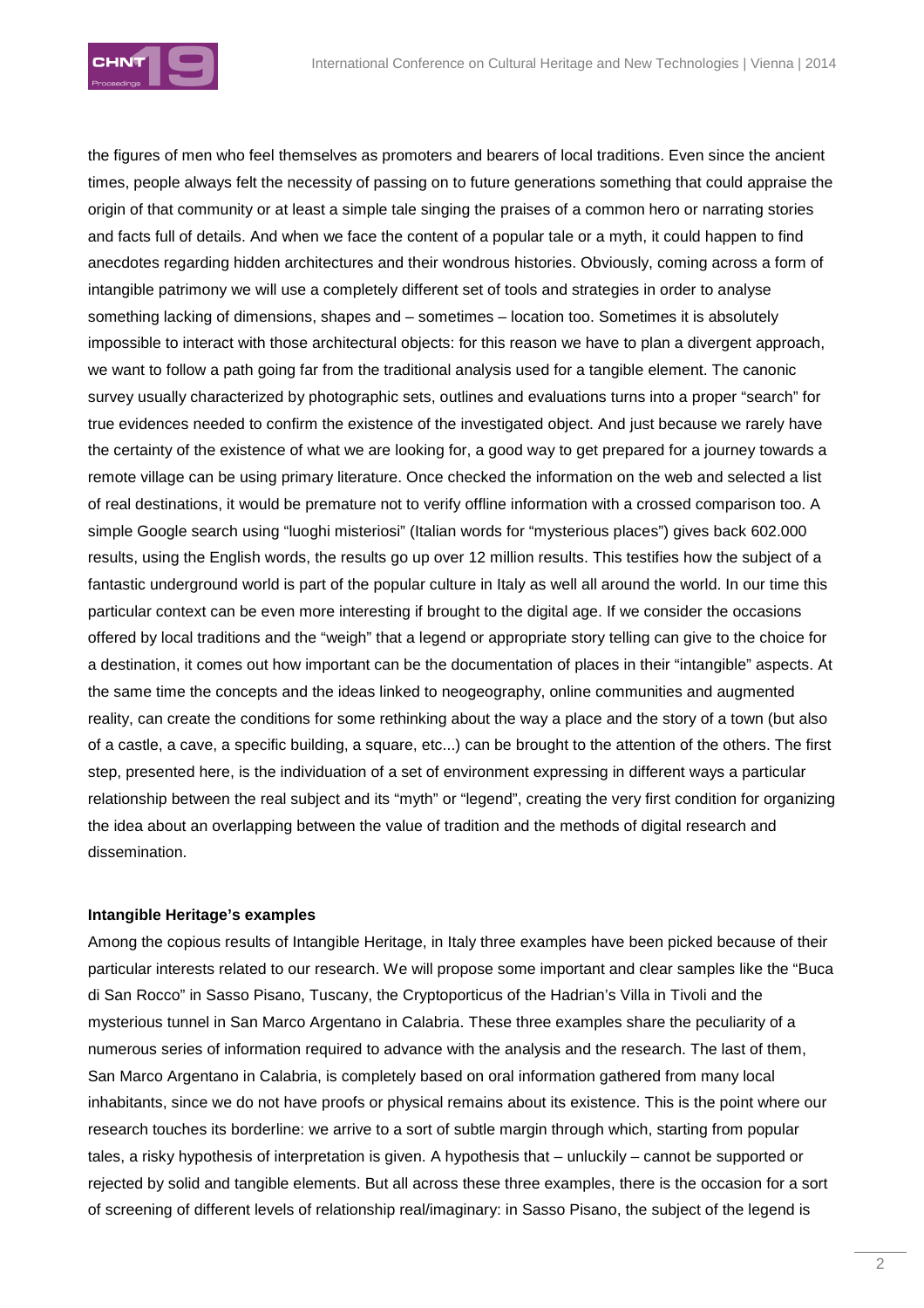the figures of men who feel themselves as promoters and bearers of local traditions. Even since the ancient times, people always felt the necessity of passing on to future generations something that could appraise the origin of that community or at least a simple tale singing the praises of a common hero or narrating stories and facts full of details. And when we face the content of a popular tale or a myth, it could happen to find anecdotes regarding hidden architectures and their wondrous histories. Obviously, coming across a form of intangible patrimony we will use a completely different set of tools and strategies in order to analyse something lacking of dimensions, shapes and – sometimes – location too. Sometimes it is absolutely impossible to interact with those architectural objects: for this reason we have to plan a divergent approach, we want to follow a path going far from the traditional analysis used for a tangible element. The canonic survey usually characterized by photographic sets, outlines and evaluations turns into a proper "search" for true evidences needed to confirm the existence of the investigated object. And just because we rarely have the certainty of the existence of what we are looking for, a good way to get prepared for a journey towards a remote village can be using primary literature. Once checked the information on the web and selected a list of real destinations, it would be premature not to verify offline information with a crossed comparison too. A simple Google search using "luoghi misteriosi" (Italian words for "mysterious places") gives back 602.000 results, using the English words, the results go up over 12 million results. This testifies how the subject of a fantastic underground world is part of the popular culture in Italy as well all around the world. In our time this particular context can be even more interesting if brought to the digital age. If we consider the occasions offered by local traditions and the "weigh" that a legend or appropriate story telling can give to the choice for a destination, it comes out how important can be the documentation of places in their "intangible" aspects. At the same time the concepts and the ideas linked to neogeography, online communities and augmented reality, can create the conditions for some rethinking about the way a place and the story of a town (but also of a castle, a cave, a specific building, a square, etc...) can be brought to the attention of the others. The first step, presented here, is the individuation of a set of environment expressing in different ways a particular relationship between the real subject and its "myth" or "legend", creating the very first condition for organizing the idea about an overlapping between the value of tradition and the methods of digital research and dissemination.

### Intangible Heritage's examples

Among the copious results of Intangible Heritage, in Italy three examples have been picked because of their particular interests related to our research. We will propose some important and clear samples like the "Buca di San Rocco" in Sasso Pisano, Tuscany, the Cryptoporticus of the Hadrian's Villa in Tivoli and the mysterious tunnel in San Marco Argentano in Calabria. These three examples share the peculiarity of a numerous series of information required to advance with the analysis and the research. The last of them, San Marco Argentano in Calabria, is completely based on oral information gathered from many local inhabitants, since we do not have proofs or physical remains about its existence. This is the point where our research touches its borderline: we arrive to a sort of subtle margin through which, starting from popular tales, a risky hypothesis of interpretation is given. A hypothesis that – unluckily – cannot be supported or rejected by solid and tangible elements. But all across these three examples, there is the occasion for a sort of screening of different levels of relationship real/imaginary: in Sasso Pisano, the subject of the legend is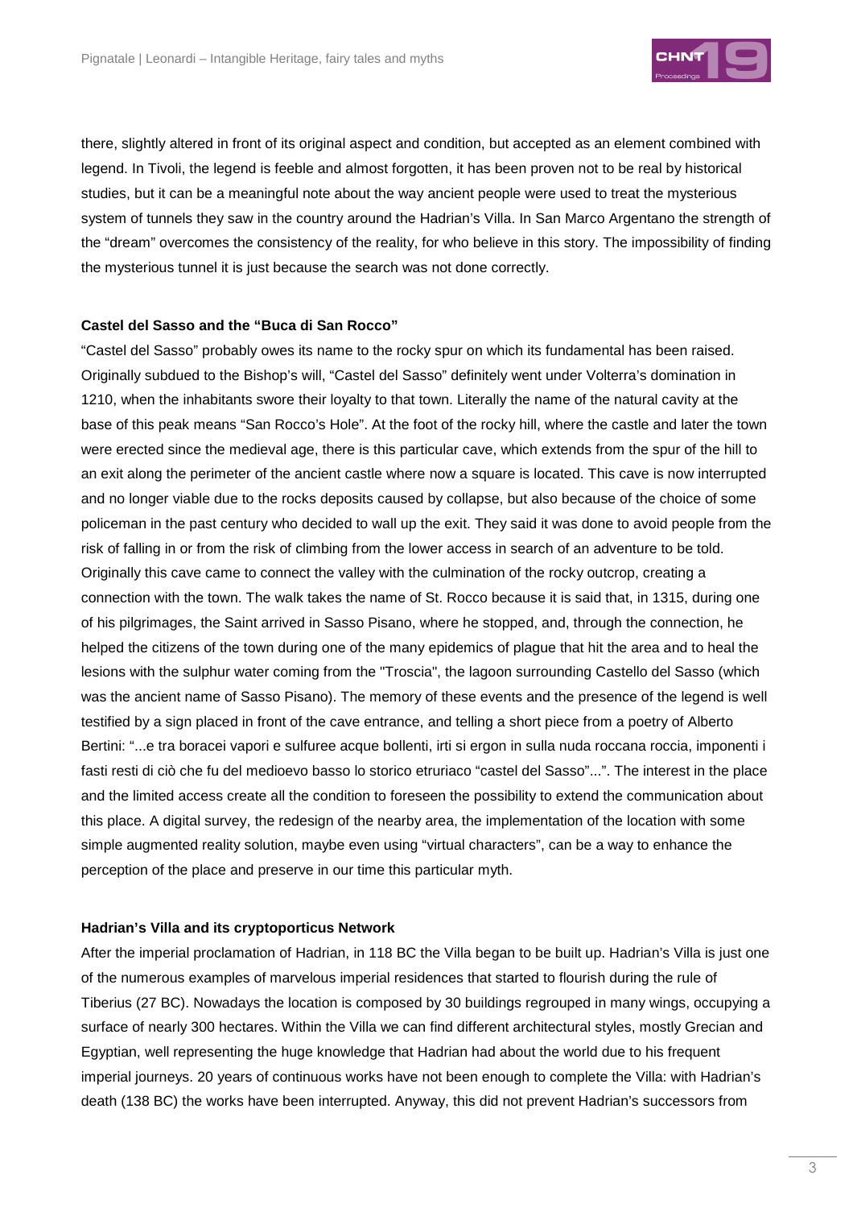there, slightly altered in front of its original aspect and condition, but accepted as an element combined with legend. In Tivoli, the legend is feeble and almost forgotten, it has been proven not to be real by historical studies, but it can be a meaningful note about the way ancient people were used to treat the mysterious system of tunnels they saw in the country around the Hadrian's Villa. In San Marco Argentano the strength of the "dream" overcomes the consistency of the reality, for who believe in this story. The impossibility of finding the mysterious tunnel it is just because the search was not done correctly.

**Castel del Sasso and the "Buca di San Rocco"**

"Castel del Sasso" probably owes its name to the rocky spur on which its fundamental has been raised. Originally subdued to the Bishop's will, "Castel del Sasso" definitely went under Volterra's domination in 1210, when the inhabitants swore their loyalty to that town. Literally the name of the natural cavity at the base of this peak means "San Rocco's Hole". At the foot of the rocky hill, where the castle and later the town were erected since the medieval age, there is this particular cave, which extends from the spur of the hill to an exit along the perimeter of the ancient castle where now a square is located. This cave is now interrupted and no longer viable due to the rocks deposits caused by collapse, but also because of the choice of some policeman in the past century who decided to wall up the exit. They said it was done to avoid people from the risk of falling in or from the risk of climbing from the lower access in search of an adventure to be told. Originally this cave came to connect the valley with the culmination of the rocky outcrop, creating a connection with the town. The walk takes the name of St. Rocco because it is said that, in 1315, during one of his pilgrimages, the Saint arrived in Sasso Pisano, where he stopped, and, through the connection, he helped the citizens of the town during one of the many epidemics of plague that hit the area and to heal the lesions with the sulphur water coming from the "Troscia", the lagoon surrounding Castello del Sasso (which was the ancient name of Sasso Pisano). The memory of these events and the presence of the legend is well testified by a sign placed in front of the cave entrance, and telling a short piece from a poetry of Alberto Bertini: "...e tra boracei vapori e sulfuree acque bollenti, irti si ergon in sulla nuda roccana roccia, imponenti i fasti resti di ciò che fu del medioevo basso lo storico etruriaco "castel del Sasso"...". The interest in the place and the limited access create all the condition to foreseen the possibility to extend the communication about this place. A digital survey, the redesign of the nearby area, the implementation of the location with some simple augmented reality solution, maybe even using "virtual characters", can be a way to enhance the perception of the place and preserve in our time this particular myth.

**Hadrian's Villa and its cryptoporticus Network**

After the imperial proclamation of Hadrian, in 118 BC the Villa began to be built up. Hadrian's Villa is just one of the numerous examples of marvelous imperial residences that started to flourish during the rule of Tiberius (27 BC). Nowadays the location is composed by 30 buildings regrouped in many wings, occupying a surface of nearly 300 hectares. Within the Villa we can find different architectural styles, mostly Grecian and Egyptian, well representing the huge knowledge that Hadrian had about the world due to his frequent imperial journeys. 20 years of continuous works have not been enough to complete the Villa: with Hadrian's death (138 BC) the works have been interrupted. Anyway, this did not prevent Hadrian's successors from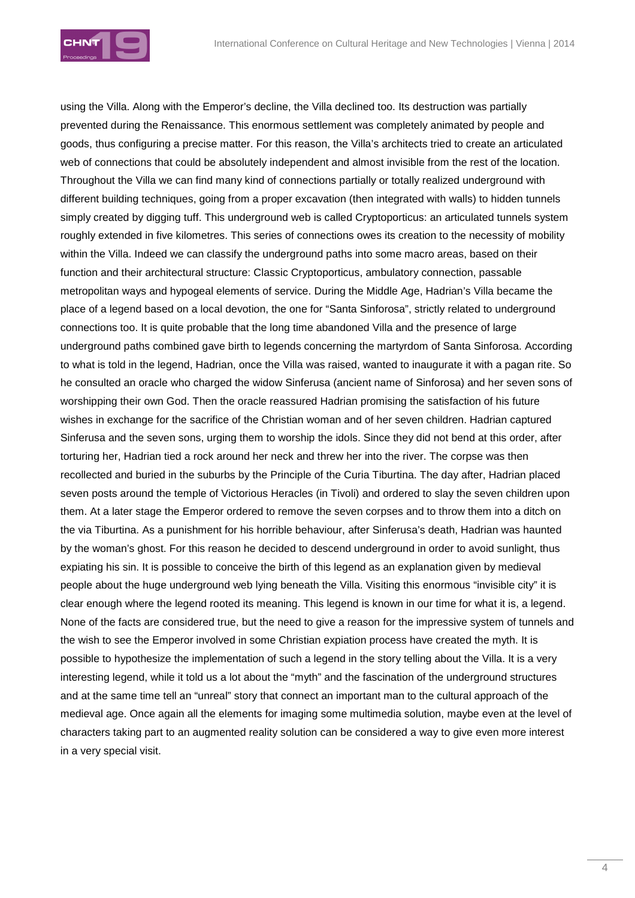using the Villa. Along with the Emperor's decline, the Villa declined too. Its destruction was partially prevented during the Renaissance. This enormous settlement was completely animated by people and goods, thus configuring a precise matter. For this reason, the Villa's architects tried to create an articulated web of connections that could be absolutely independent and almost invisible from the rest of the location. Throughout the Villa we can find many kind of connections partially or totally realized underground with different building techniques, going from a proper excavation (then integrated with walls) to hidden tunnels simply created by digging tuff. This underground web is called Cryptoporticus: an articulated tunnels system roughly extended in five kilometres. This series of connections owes its creation to the necessity of mobility within the Villa. Indeed we can classify the underground paths into some macro areas, based on their function and their architectural structure: Classic Cryptoporticus, ambulatory connection, passable metropolitan ways and hypogeal elements of service. During the Middle Age, Hadrian's Villa became the place of a legend based on a local devotion, the one for "Santa Sinforosa", strictly related to underground connections too. It is quite probable that the long time abandoned Villa and the presence of large underground paths combined gave birth to legends concerning the martyrdom of Santa Sinforosa. According to what is told in the legend, Hadrian, once the Villa was raised, wanted to inaugurate it with a pagan rite. So he consulted an oracle who charged the widow Sinferusa (ancient name of Sinforosa) and her seven sons of worshipping their own God. Then the oracle reassured Hadrian promising the satisfaction of his future wishes in exchange for the sacrifice of the Christian woman and of her seven children. Hadrian captured Sinferusa and the seven sons, urging them to worship the idols. Since they did not bend at this order, after torturing her, Hadrian tied a rock around her neck and threw her into the river. The corpse was then recollected and buried in the suburbs by the Principle of the Curia Tiburtina. The day after, Hadrian placed seven posts around the temple of Victorious Heracles (in Tivoli) and ordered to slay the seven children upon them. At a later stage the Emperor ordered to remove the seven corpses and to throw them into a ditch on the via Tiburtina. As a punishment for his horrible behaviour, after Sinferusa's death, Hadrian was haunted by the woman's ghost. For this reason he decided to descend underground in order to avoid sunlight, thus expiating his sin. It is possible to conceive the birth of this legend as an explanation given by medieval people about the huge underground web lying beneath the Villa. Visiting this enormous "invisible city" it is clear enough where the legend rooted its meaning. This legend is known in our time for what it is, a legend. None of the facts are considered true, but the need to give a reason for the impressive system of tunnels and the wish to see the Emperor involved in some Christian expiation process have created the myth. It is possible to hypothesize the implementation of such a legend in the story telling about the Villa. It is a very interesting legend, while it told us a lot about the "myth" and the fascination of the underground structures and at the same time tell an "unreal" story that connect an important man to the cultural approach of the medieval age. Once again all the elements for imaging some multimedia solution, maybe even at the level of characters taking part to an augmented reality solution can be considered a way to give even more interest in a very special visit.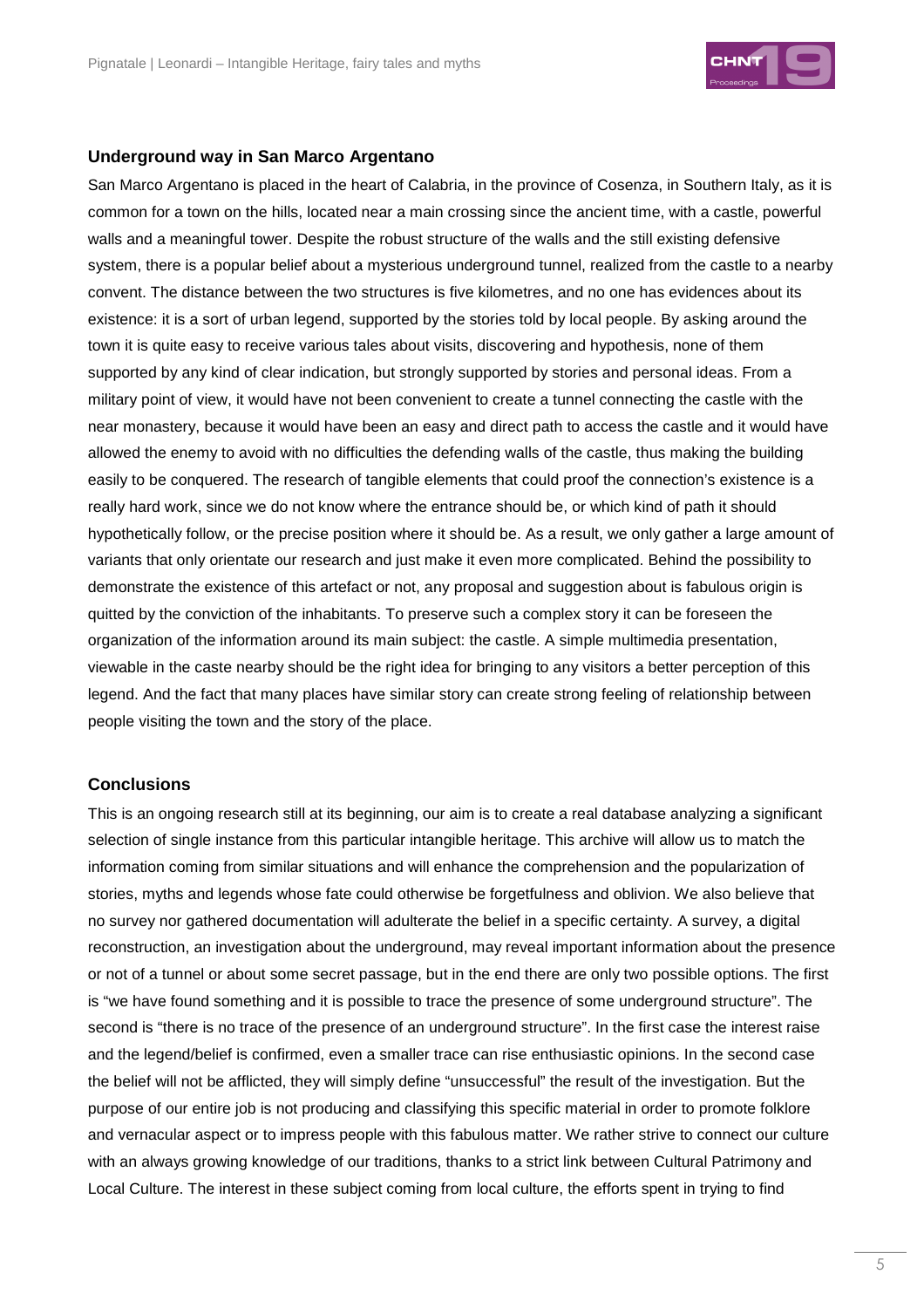### Underground way in San Marco Argentano

San Marco Argentano is placed in the heart of Calabria, in the province of Cosenza, in Southern Italy, as it is common for a town on the hills, located near a main crossing since the ancient time, with a castle, powerful walls and a meaningful tower. Despite the robust structure of the walls and the still existing defensive system, there is a popular belief about a mysterious underground tunnel, realized from the castle to a nearby convent. The distance between the two structures is five kilometres, and no one has evidences about its existence: it is a sort of urban legend, supported by the stories told by local people. By asking around the town it is quite easy to receive various tales about visits, discovering and hypothesis, none of them supported by any kind of clear indication, but strongly supported by stories and personal ideas. From a military point of view, it would have not been convenient to create a tunnel connecting the castle with the near monastery, because it would have been an easy and direct path to access the castle and it would have allowed the enemy to avoid with no difficulties the defending walls of the castle, thus making the building easily to be conquered. The research of tangible elements that could proof the connection's existence is a really hard work, since we do not know where the entrance should be, or which kind of path it should hypothetically follow, or the precise position where it should be. As a result, we only gather a large amount of variants that only orientate our research and just make it even more complicated. Behind the possibility to demonstrate the existence of this artefact or not, any proposal and suggestion about is fabulous origin is quitted by the conviction of the inhabitants. To preserve such a complex story it can be foreseen the organization of the information around its main subject: the castle. A simple multimedia presentation, viewable in the caste nearby should be the right idea for bringing to any visitors a better perception of this legend. And the fact that many places have similar story can create strong feeling of relationship between people visiting the town and the story of the place.

### Conclusions

This is an ongoing research still at its beginning, our aim is to create a real database analyzing a significant selection of single instance from this particular intangible heritage. This archive will allow us to match the information coming from similar situations and will enhance the comprehension and the popularization of stories, myths and legends whose fate could otherwise be forgetfulness and oblivion. We also believe that no survey nor gathered documentation will adulterate the belief in a specific certainty. A survey, a digital reconstruction, an investigation about the underground, may reveal important information about the presence or not of a tunnel or about some secret passage, but in the end there are only two possible options. The first is "we have found something and it is possible to trace the presence of some underground structure". The second is "there is no trace of the presence of an underground structure". In the first case the interest raise and the legend/belief is confirmed, even a smaller trace can rise enthusiastic opinions. In the second case the belief will not be afflicted, they will simply define "unsuccessful" the result of the investigation. But the purpose of our entire job is not producing and classifying this specific material in order to promote folklore and vernacular aspect or to impress people with this fabulous matter. We rather strive to connect our culture with an always growing knowledge of our traditions, thanks to a strict link between Cultural Patrimony and Local Culture. The interest in these subject coming from local culture, the efforts spent in trying to find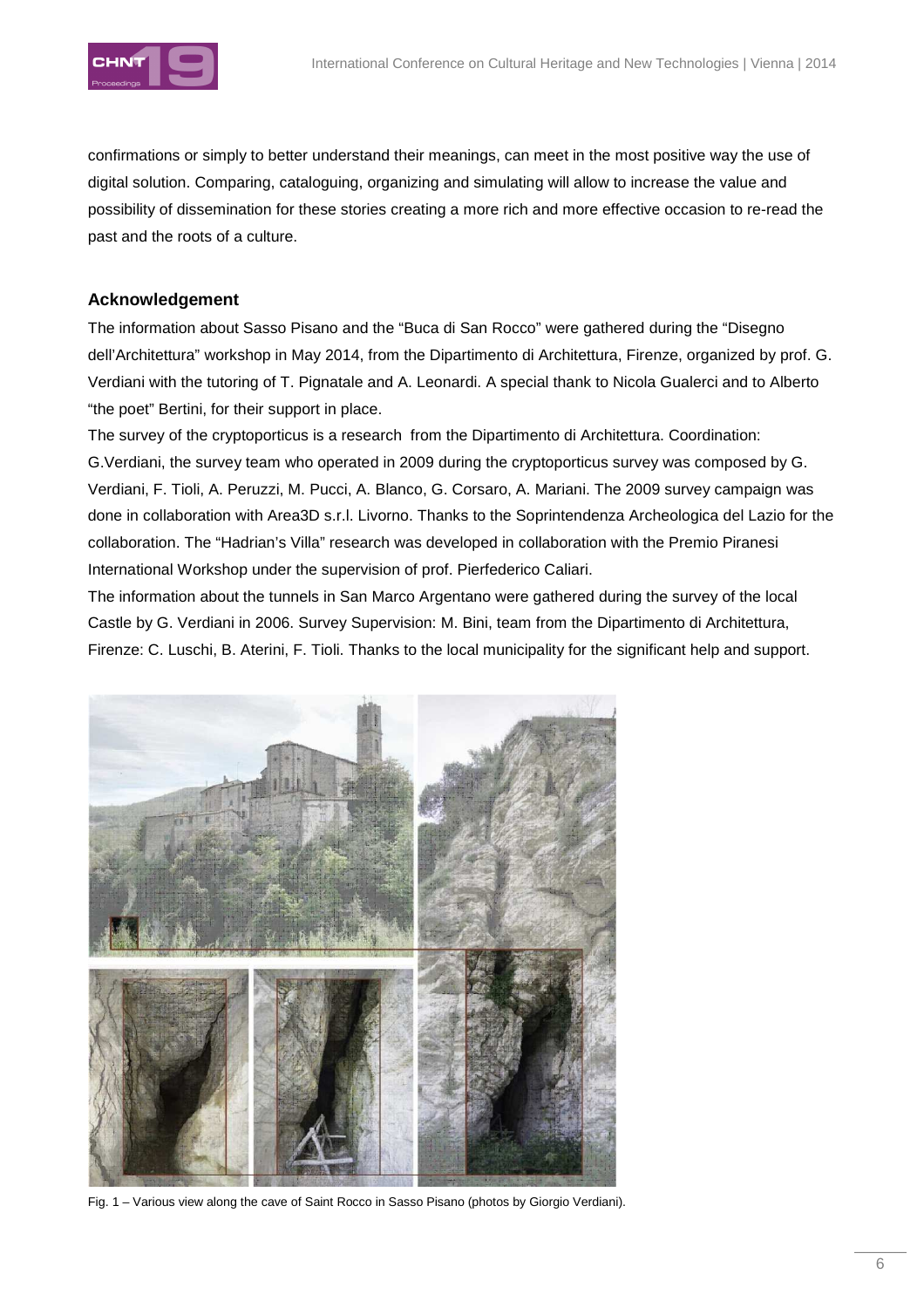confirmations or simply to better understand their meanings, can meet in the most positive way the use of digital solution. Comparing, cataloguing, organizing and simulating will allow to increase the value and possibility of dissemination for these stories creating a more rich and more effective occasion to re-read the past and the roots of a culture.

## Acknowledgement

The information about Sasso Pisano and the "Buca di San Rocco" were gathered during the "Disegno dell'Architettura" workshop in May 2014, from the Dipartimento di Architettura, Firenze, organized by prof. G. Verdiani with the tutoring of T. Pignatale and A. Leonardi. A special thank to Nicola Gualerci and to Alberto "the poet" Bertini, for their support in place.

The survey of the cryptoporticus is a research from the Dipartimento di Architettura. Coordination: G.Verdiani, the survey team who operated in 2009 during the cryptoporticus survey was composed by G. Verdiani, F. Tioli, A. Peruzzi, M. Pucci, A. Blanco, G. Corsaro, A. Mariani. The 2009 survey campaign was done in collaboration with Area3D s.r.l. Livorno. Thanks to the Soprintendenza Archeologica del Lazio for the collaboration. The "Hadrian's Villa" research was developed in collaboration with the Premio Piranesi International Workshop under the supervision of prof. Pierfederico Caliari.

The information about the tunnels in San Marco Argentano were gathered during the survey of the local Castle by G. Verdiani in 2006. Survey Supervision: M. Bini, team from the Dipartimento di Architettura, Firenze: C. Luschi, B. Aterini, F. Tioli. Thanks to the local municipality for the significant help and support.

Fig. 1 – Various view along the cave of Saint Rocco in Sasso Pisano (photos by Giorgio Verdiani).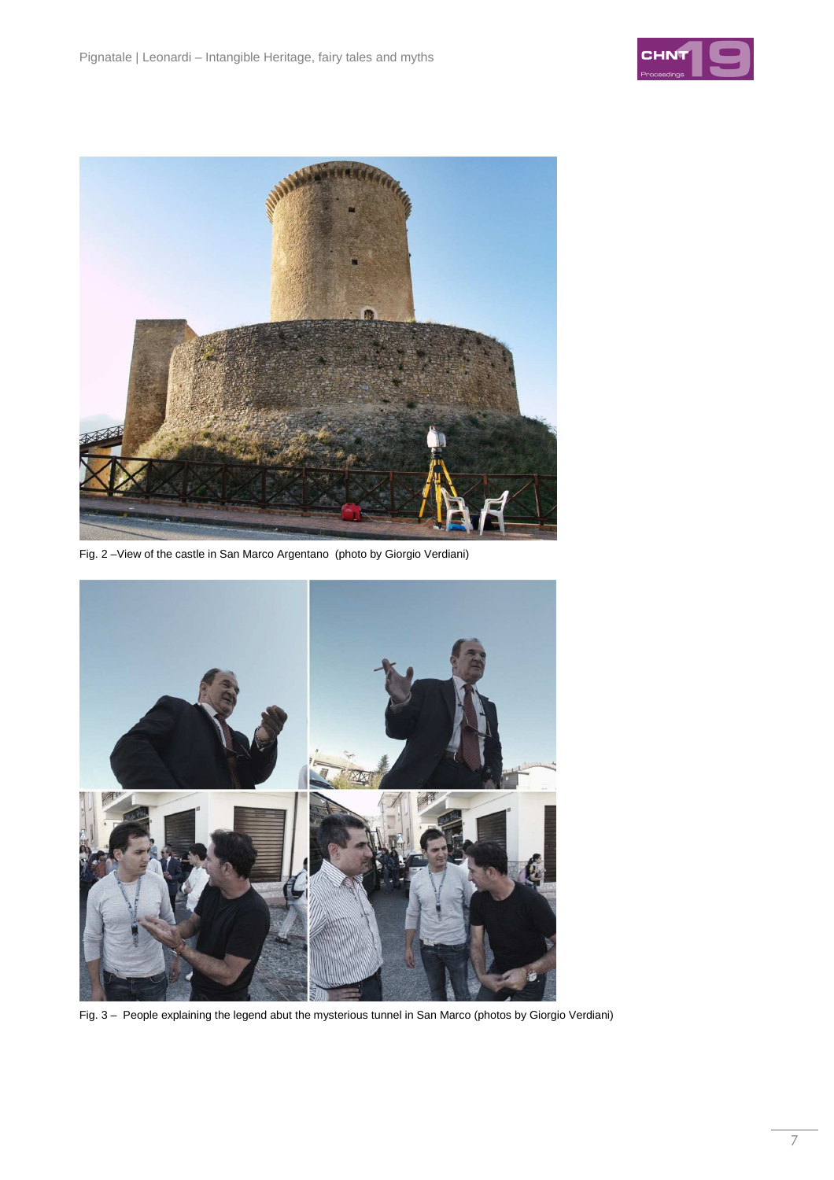Fig. 2 –View of the castle in San Marco Argentano  (photo by Giorgio Verdiani)

Fig. 3 –  People explaining the legend abut the mysterious tunnel in San Marco (photos by Giorgio Verdiani)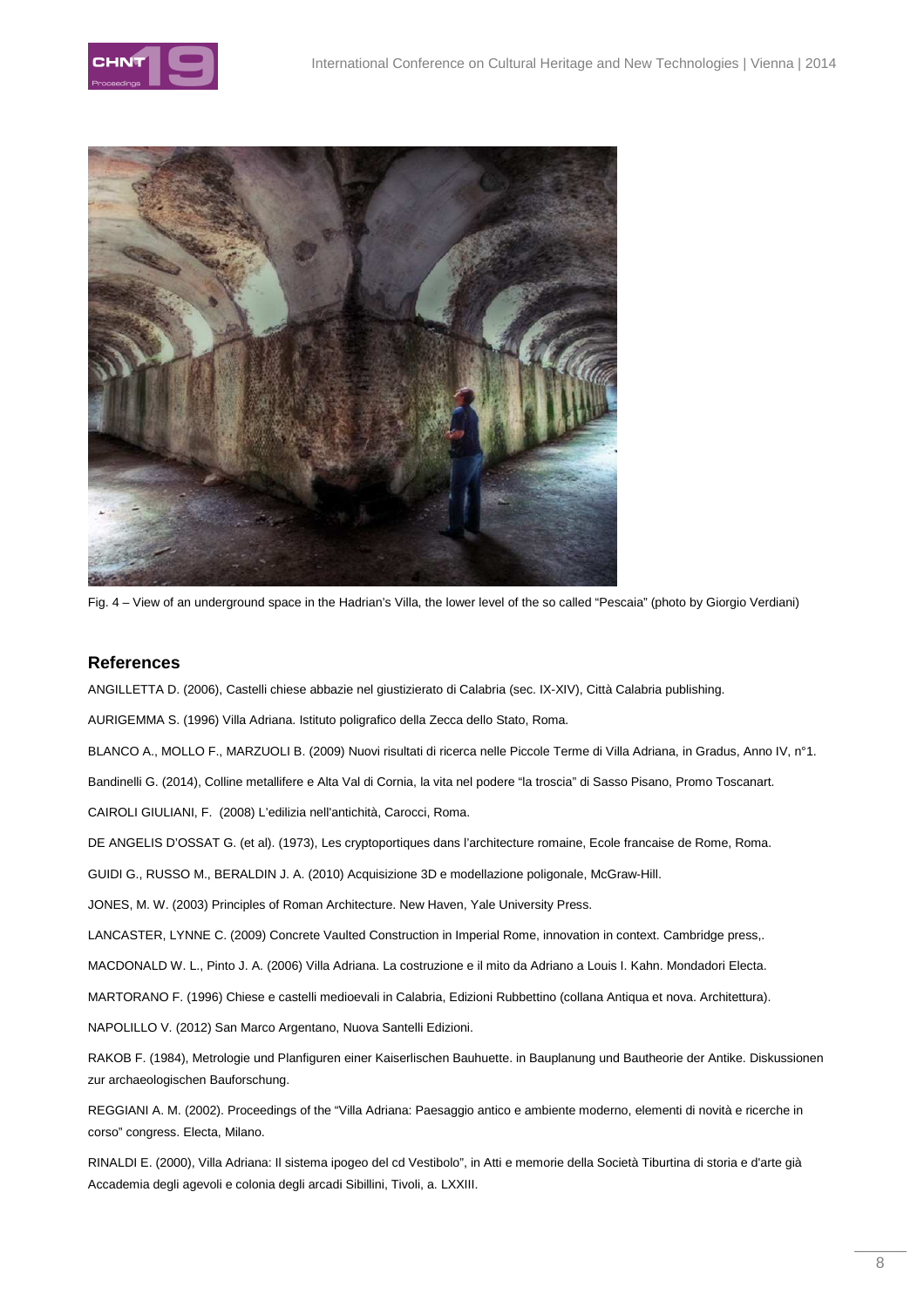Fig. 4 – View of an underground space in the Hadrian's Villa, the lower level of the so called "Pescaia" (photo by Giorgio Verdiani)

## References

ANGILLETTA D. (2006), Castelli chiese abbazie nel giustizierato di Calabria (sec. IX-XIV), Città Calabria publishing.

AURIGEMMA S. (1996) Villa Adriana. Istituto poligrafico della Zecca dello Stato, Roma.

BLANCO A., MOLLO F., MARZUOLI B. (2009) Nuovi risultati di ricerca nelle Piccole Terme di Villa Adriana, in Gradus, Anno IV, n°1.

Bandinelli G. (2014), Colline metallifere e Alta Val di Cornia, la vita nel podere "la troscia" di Sasso Pisano, Promo Toscanart.

CAIROLI GIULIANI, F. (2008) L'edilizia nell'antichità, Carocci, Roma.

DE ANGELIS D'OSSAT G. (et al). (1973), Les cryptoportiques dans l'architecture romaine, Ecole francaise de Rome, Roma.

GUIDI G., RUSSO M., BERALDIN J. A. (2010) Acquisizione 3D e modellazione poligonale, McGraw-Hill.

JONES, M. W. (2003) Principles of Roman Architecture. New Haven, Yale University Press.

LANCASTER, LYNNE C. (2009) Concrete Vaulted Construction in Imperial Rome, innovation in context. Cambridge press,.

MACDONALD W. L., Pinto J. A. (2006) Villa Adriana. La costruzione e il mito da Adriano a Louis I. Kahn. Mondadori Electa.

MARTORANO F. (1996) Chiese e castelli medioevali in Calabria, Edizioni Rubbettino (collana Antiqua et nova. Architettura).

NAPOLILLO V. (2012) San Marco Argentano, Nuova Santelli Edizioni.

RAKOB F. (1984), Metrologie und Planfiguren einer Kaiserlischen Bauhuette. in Bauplanung und Bautheorie der Antike. Diskussionen zur archaeologischen Bauforschung.

REGGIANI A. M. (2002). Proceedings of the "Villa Adriana: Paesaggio antico e ambiente moderno, elementi di novità e ricerche in corso" congress. Electa, Milano.

RINALDI E. (2000), Villa Adriana: Il sistema ipogeo del cd Vestibolo", in Atti e memorie della Società Tiburtina di storia e d'arte già Accademia degli agevoli e colonia degli arcadi Sibillini, Tivoli, a. LXXIII.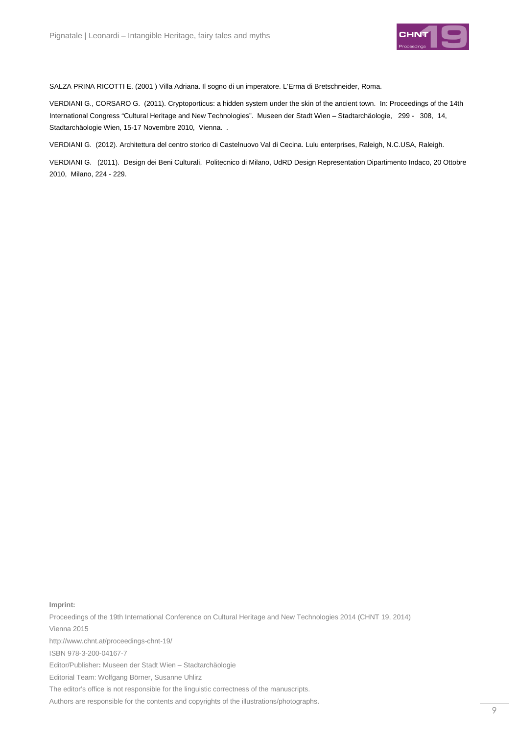SALZA PRINA RICOTTI E. (2001 ) Villa Adriana. Il sogno di un imperatore. L'Erma di Bretschneider, Roma.

VERDIANI G., CORSARO G. (2011). Cryptoporticus: a hidden system under the skin of the ancient town. In: Proceedings of the 14th International Congress "Cultural Heritage and New Technologies". Museen der Stadt Wien – Stadtarchäologie, 299 - 308, 14, Stadtarchäologie Wien, 15-17 Novembre 2010, Vienna. .

VERDIANI G. (2012). Architettura del centro storico di Castelnuovo Val di Cecina. Lulu enterprises, Raleigh, N.C.USA, Raleigh.

VERDIANI G. (2011). Design dei Beni Culturali, Politecnico di Milano, UdRD Design Representation Dipartimento Indaco, 20 Ottobre 2010, Milano, 224 - 229.

**Imprint:**

Proceedings of the 19th International Conference on Cultural Heritage and New Technologies 2014 (CHNT 19, 2014)

Vienna 2015

http://www.chnt.at/proceedings-chnt-19/

ISBN 978-3-200-04167-7

Editor/Publisher**:** Museen der Stadt Wien – Stadtarchäologie

Editorial Team: Wolfgang Börner, Susanne Uhlirz

The editor's office is not responsible for the linguistic correctness of the manuscripts.

Authors are responsible for the contents and copyrights of the illustrations/photographs.